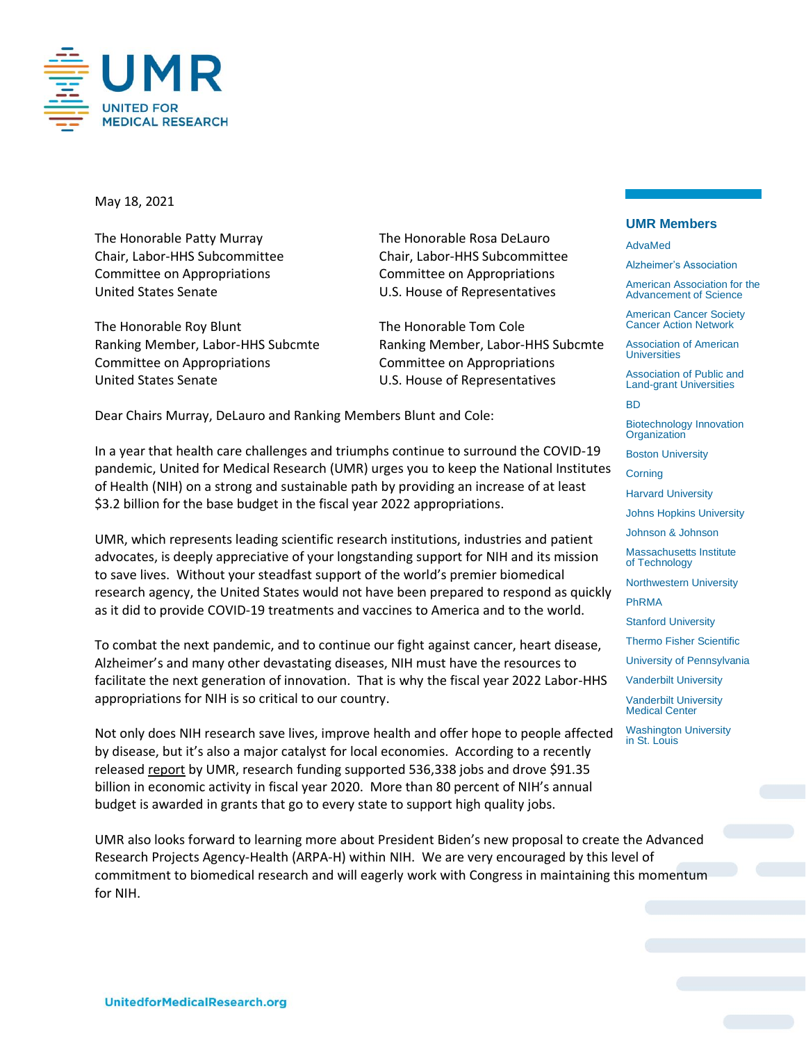# UMR

UNITED FOR MEDICAL RESEARCH

May 18, 2021

The Honorable Patty Murray
Chair, Labor-HHS Subcommittee
Committee on Appropriations
United States Senate

The Honorable Rosa DeLauro
Chair, Labor-HHS Subcommittee
Committee on Appropriations
U.S. House of Representatives

The Honorable Roy Blunt
Ranking Member, Labor-HHS Subcmte
Committee on Appropriations
United States Senate

The Honorable Tom Cole
Ranking Member, Labor-HHS Subcmte
Committee on Appropriations
U.S. House of Representatives

Dear Chairs Murray, DeLauro and Ranking Members Blunt and Cole:

In a year that health care challenges and triumphs continue to surround the COVID-19 pandemic, United for Medical Research (UMR) urges you to keep the National Institutes of Health (NIH) on a strong and sustainable path by providing an increase of at least $3.2 billion for the base budget in the fiscal year 2022 appropriations.

UMR, which represents leading scientific research institutions, industries and patient advocates, is deeply appreciative of your longstanding support for NIH and its mission to save lives. Without your steadfast support of the world's premier biomedical research agency, the United States would not have been prepared to respond as quickly as it did to provide COVID-19 treatments and vaccines to America and to the world.

To combat the next pandemic, and to continue our fight against cancer, heart disease, Alzheimer's and many other devastating diseases, NIH must have the resources to facilitate the next generation of innovation. That is why the fiscal year 2022 Labor-HHS appropriations for NIH is so critical to our country.

Not only does NIH research save lives, improve health and offer hope to people affected by disease, but it's also a major catalyst for local economies. According to a recently released report by UMR, research funding supported 536,338 jobs and drove $91.35 billion in economic activity in fiscal year 2020. More than 80 percent of NIH's annual budget is awarded in grants that go to every state to support high quality jobs.

UMR also looks forward to learning more about President Biden's new proposal to create the Advanced Research Projects Agency-Health (ARPA-H) within NIH. We are very encouraged by this level of commitment to biomedical research and will eagerly work with Congress in maintaining this momentum for NIH.

## UMR Members

- AdvaMed
- Alzheimer's Association
- American Association for the Advancement of Science
- American Cancer Society Cancer Action Network
- Association of American Universities
- Association of Public and Land-grant Universities
- BD
- Biotechnology Innovation Organization
- Boston University
- Corning
- Harvard University
- Johns Hopkins University
- Johnson & Johnson
- Massachusetts Institute of Technology
- Northwestern University
- PhRMA
- Stanford University
- Thermo Fisher Scientific
- University of Pennsylvania
- Vanderbilt University
- Vanderbilt University Medical Center
- Washington University in St. Louis

UnitedforMedicalResearch.org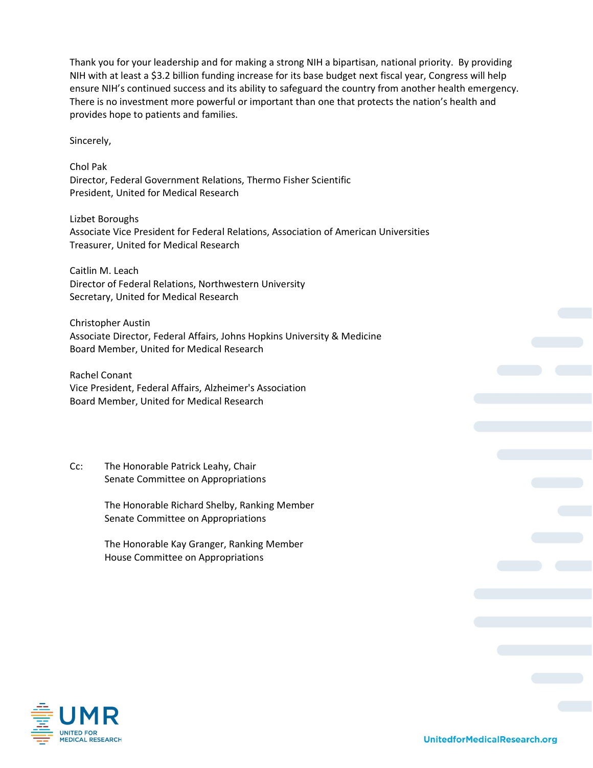Thank you for your leadership and for making a strong NIH a bipartisan, national priority. By providing NIH with at least a $3.2 billion funding increase for its base budget next fiscal year, Congress will help ensure NIH's continued success and its ability to safeguard the country from another health emergency. There is no investment more powerful or important than one that protects the nation's health and provides hope to patients and families.

Sincerely,

Chol Pak
Director, Federal Government Relations, Thermo Fisher Scientific
President, United for Medical Research

Lizbet Boroughs
Associate Vice President for Federal Relations, Association of American Universities
Treasurer, United for Medical Research

Caitlin M. Leach
Director of Federal Relations, Northwestern University
Secretary, United for Medical Research

Christopher Austin
Associate Director, Federal Affairs, Johns Hopkins University & Medicine
Board Member, United for Medical Research

Rachel Conant
Vice President, Federal Affairs, Alzheimer's Association
Board Member, United for Medical Research

Cc: The Honorable Patrick Leahy, Chair
Senate Committee on Appropriations

The Honorable Richard Shelby, Ranking Member
Senate Committee on Appropriations

The Honorable Kay Granger, Ranking Member
House Committee on Appropriations

UMR UNITED FOR MEDICAL RESEARCH

UnitedforMedicalResearch.org